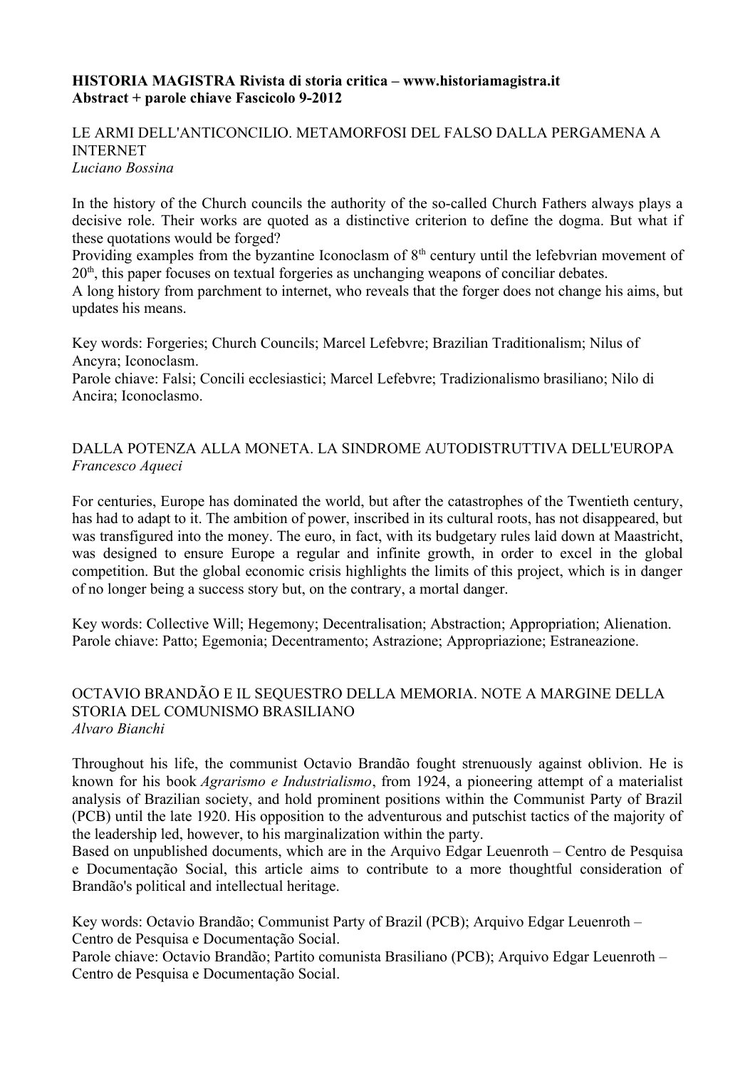**HISTORIA MAGISTRA Rivista di storia critica – www.historiamagistra.it**
**Abstract + parole chiave Fascicolo 9-2012**

## LE ARMI DELL'ANTICONCILIO. METAMORFOSI DEL FALSO DALLA PERGAMENA A INTERNET

*Luciano Bossina*

In the history of the Church councils the authority of the so-called Church Fathers always plays a decisive role. Their works are quoted as a distinctive criterion to define the dogma. But what if these quotations would be forged?
Providing examples from the byzantine Iconoclasm of 8th century until the lefebvrian movement of 20th, this paper focuses on textual forgeries as unchanging weapons of conciliar debates.
A long history from parchment to internet, who reveals that the forger does not change his aims, but updates his means.

Key words: Forgeries; Church Councils; Marcel Lefebvre; Brazilian Traditionalism; Nilus of Ancyra; Iconoclasm.
Parole chiave: Falsi; Concili ecclesiastici; Marcel Lefebvre; Tradizionalismo brasiliano; Nilo di Ancira; Iconoclasmo.

## DALLA POTENZA ALLA MONETA. LA SINDROME AUTODISTRUTTIVA DELL'EUROPA

*Francesco Aqueci*

For centuries, Europe has dominated the world, but after the catastrophes of the Twentieth century, has had to adapt to it. The ambition of power, inscribed in its cultural roots, has not disappeared, but was transfigured into the money. The euro, in fact, with its budgetary rules laid down at Maastricht, was designed to ensure Europe a regular and infinite growth, in order to excel in the global competition. But the global economic crisis highlights the limits of this project, which is in danger of no longer being a success story but, on the contrary, a mortal danger.

Key words: Collective Will; Hegemony; Decentralisation; Abstraction; Appropriation; Alienation.
Parole chiave: Patto; Egemonia; Decentramento; Astrazione; Appropriazione; Estraneazione.

## OCTAVIO BRANDÃO E IL SEQUESTRO DELLA MEMORIA. NOTE A MARGINE DELLA STORIA DEL COMUNISMO BRASILIANO

*Alvaro Bianchi*

Throughout his life, the communist Octavio Brandão fought strenuously against oblivion. He is known for his book *Agrarismo e Industrialismo*, from 1924, a pioneering attempt of a materialist analysis of Brazilian society, and hold prominent positions within the Communist Party of Brazil (PCB) until the late 1920. His opposition to the adventurous and putschist tactics of the majority of the leadership led, however, to his marginalization within the party.
Based on unpublished documents, which are in the Arquivo Edgar Leuenroth – Centro de Pesquisa e Documentação Social, this article aims to contribute to a more thoughtful consideration of Brandão's political and intellectual heritage.

Key words: Octavio Brandão; Communist Party of Brazil (PCB); Arquivo Edgar Leuenroth – Centro de Pesquisa e Documentação Social.
Parole chiave: Octavio Brandão; Partito comunista Brasiliano (PCB); Arquivo Edgar Leuenroth – Centro de Pesquisa e Documentação Social.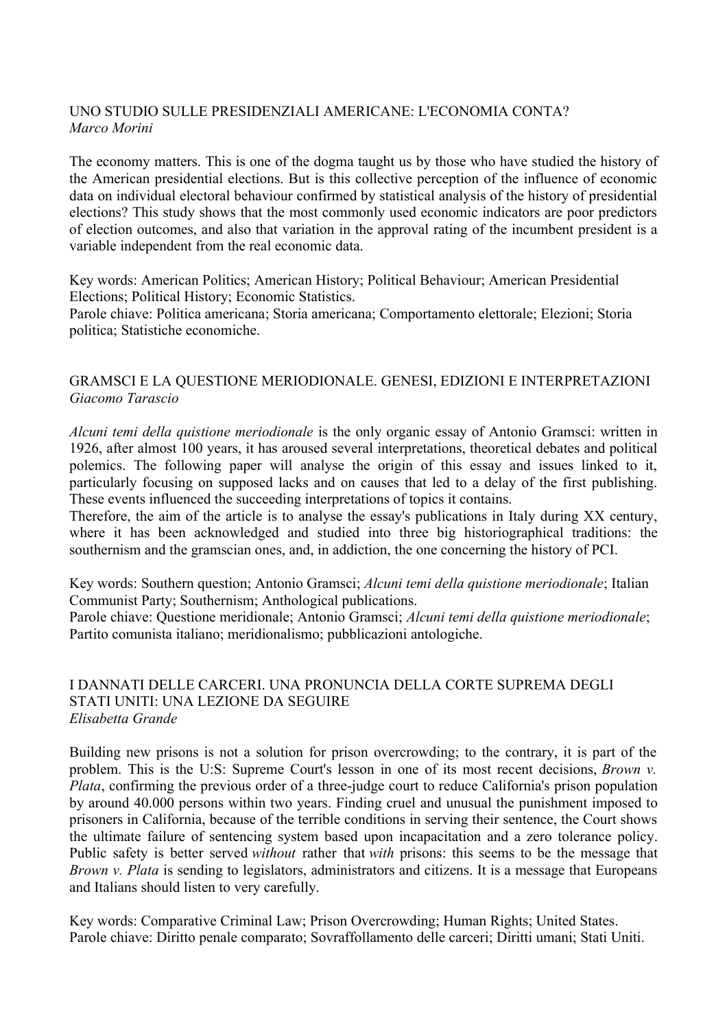## UNO STUDIO SULLE PRESIDENZIALI AMERICANE: L'ECONOMIA CONTA?

*Marco Morini*

The economy matters. This is one of the dogma taught us by those who have studied the history of the American presidential elections. But is this collective perception of the influence of economic data on individual electoral behaviour confirmed by statistical analysis of the history of presidential elections? This study shows that the most commonly used economic indicators are poor predictors of election outcomes, and also that variation in the approval rating of the incumbent president is a variable independent from the real economic data.

Key words: American Politics; American History; Political Behaviour; American Presidential Elections; Political History; Economic Statistics.
Parole chiave: Politica americana; Storia americana; Comportamento elettorale; Elezioni; Storia politica; Statistiche economiche.

## GRAMSCI E LA QUESTIONE MERIODIONALE. GENESI, EDIZIONI E INTERPRETAZIONI

*Giacomo Tarascio*

*Alcuni temi della quistione meriodionale* is the only organic essay of Antonio Gramsci: written in 1926, after almost 100 years, it has aroused several interpretations, theoretical debates and political polemics. The following paper will analyse the origin of this essay and issues linked to it, particularly focusing on supposed lacks and on causes that led to a delay of the first publishing. These events influenced the succeeding interpretations of topics it contains.
Therefore, the aim of the article is to analyse the essay's publications in Italy during XX century, where it has been acknowledged and studied into three big historiographical traditions: the southernism and the gramscian ones, and, in addiction, the one concerning the history of PCI.

Key words: Southern question; Antonio Gramsci; *Alcuni temi della quistione meriodionale*; Italian Communist Party; Southernism; Anthological publications.
Parole chiave: Questione meridionale; Antonio Gramsci; *Alcuni temi della quistione meriodionale*; Partito comunista italiano; meridionalismo; pubblicazioni antologiche.

## I DANNATI DELLE CARCERI. UNA PRONUNCIA DELLA CORTE SUPREMA DEGLI STATI UNITI: UNA LEZIONE DA SEGUIRE

*Elisabetta Grande*

Building new prisons is not a solution for prison overcrowding; to the contrary, it is part of the problem. This is the U:S: Supreme Court's lesson in one of its most recent decisions, *Brown v. Plata*, confirming the previous order of a three-judge court to reduce California's prison population by around 40.000 persons within two years. Finding cruel and unusual the punishment imposed to prisoners in California, because of the terrible conditions in serving their sentence, the Court shows the ultimate failure of sentencing system based upon incapacitation and a zero tolerance policy. Public safety is better served *without* rather that *with* prisons: this seems to be the message that *Brown v. Plata* is sending to legislators, administrators and citizens. It is a message that Europeans and Italians should listen to very carefully.

Key words: Comparative Criminal Law; Prison Overcrowding; Human Rights; United States.
Parole chiave: Diritto penale comparato; Sovraffollamento delle carceri; Diritti umani; Stati Uniti.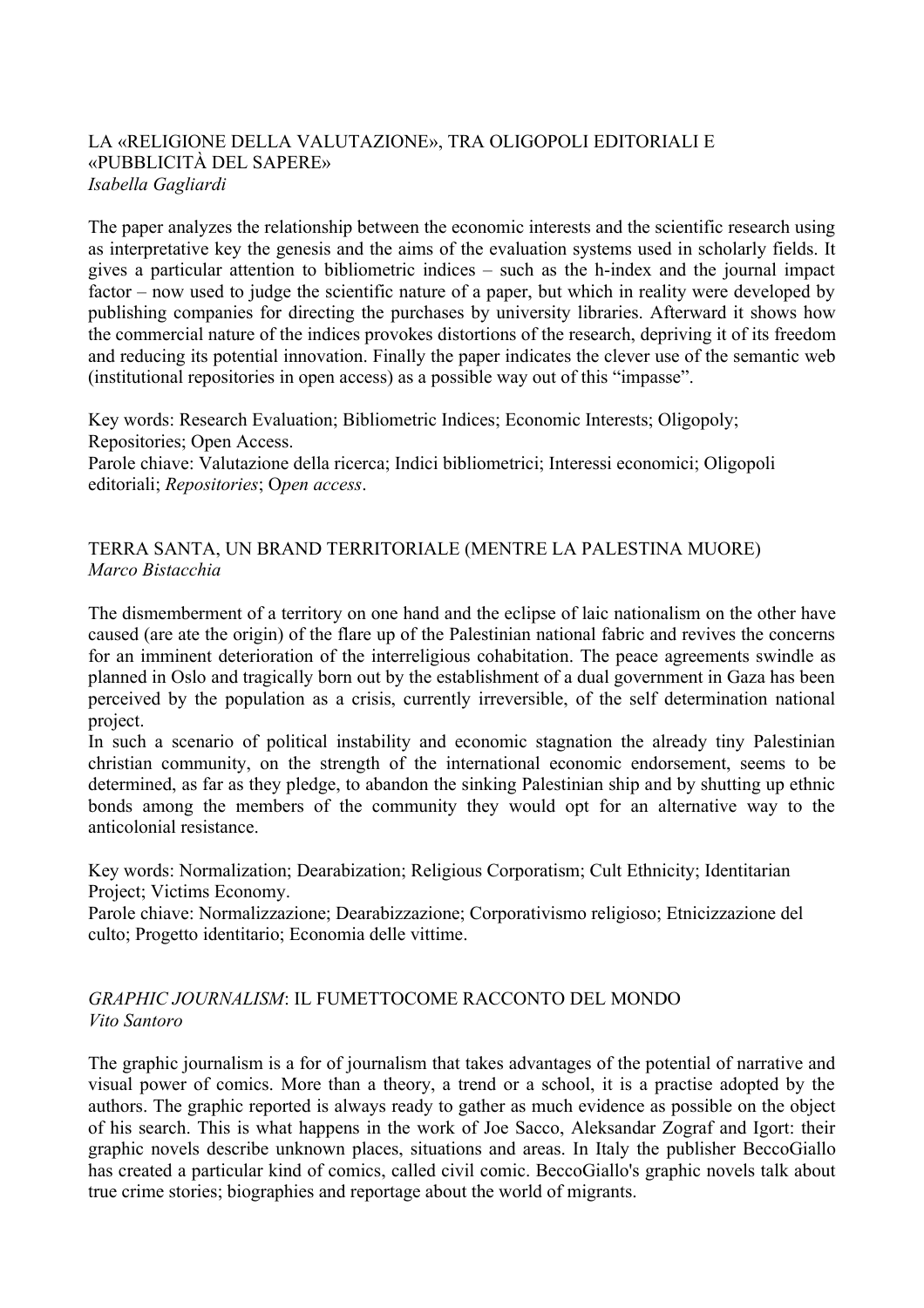## LA «RELIGIONE DELLA VALUTAZIONE», TRA OLIGOPOLI EDITORIALI E «PUBBLICITÀ DEL SAPERE»

*Isabella Gagliardi*

The paper analyzes the relationship between the economic interests and the scientific research using as interpretative key the genesis and the aims of the evaluation systems used in scholarly fields. It gives a particular attention to bibliometric indices – such as the h-index and the journal impact factor – now used to judge the scientific nature of a paper, but which in reality were developed by publishing companies for directing the purchases by university libraries. Afterward it shows how the commercial nature of the indices provokes distortions of the research, depriving it of its freedom and reducing its potential innovation. Finally the paper indicates the clever use of the semantic web (institutional repositories in open access) as a possible way out of this "impasse".

Key words: Research Evaluation; Bibliometric Indices; Economic Interests; Oligopoly; Repositories; Open Access.
Parole chiave: Valutazione della ricerca; Indici bibliometrici; Interessi economici; Oligopoli editoriali; *Repositories*; O*pen access*.

## TERRA SANTA, UN BRAND TERRITORIALE (MENTRE LA PALESTINA MUORE)

*Marco Bistacchia*

The dismemberment of a territory on one hand and the eclipse of laic nationalism on the other have caused (are ate the origin) of the flare up of the Palestinian national fabric and revives the concerns for an imminent deterioration of the interreligious cohabitation. The peace agreements swindle as planned in Oslo and tragically born out by the establishment of a dual government in Gaza has been perceived by the population as a crisis, currently irreversible, of the self determination national project.
In such a scenario of political instability and economic stagnation the already tiny Palestinian christian community, on the strength of the international economic endorsement, seems to be determined, as far as they pledge, to abandon the sinking Palestinian ship and by shutting up ethnic bonds among the members of the community they would opt for an alternative way to the anticolonial resistance.

Key words: Normalization; Dearabization; Religious Corporatism; Cult Ethnicity; Identitarian Project; Victims Economy.
Parole chiave: Normalizzazione; Dearabizzazione; Corporativismo religioso; Etnicizzazione del culto; Progetto identitario; Economia delle vittime.

## *GRAPHIC JOURNALISM*: IL FUMETTOCOME RACCONTO DEL MONDO

*Vito Santoro*

The graphic journalism is a for of journalism that takes advantages of the potential of narrative and visual power of comics. More than a theory, a trend or a school, it is a practise adopted by the authors. The graphic reported is always ready to gather as much evidence as possible on the object of his search. This is what happens in the work of Joe Sacco, Aleksandar Zograf and Igort: their graphic novels describe unknown places, situations and areas. In Italy the publisher BeccoGiallo has created a particular kind of comics, called civil comic. BeccoGiallo's graphic novels talk about true crime stories; biographies and reportage about the world of migrants.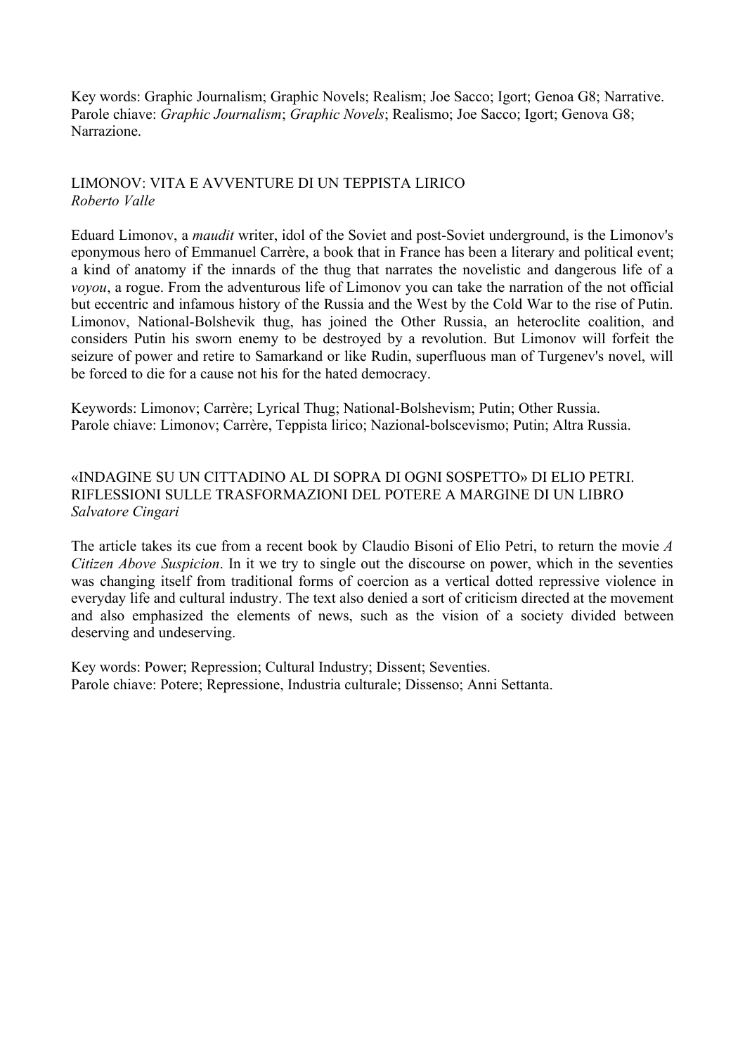Key words: Graphic Journalism; Graphic Novels; Realism; Joe Sacco; Igort; Genoa G8; Narrative.
Parole chiave: *Graphic Journalism*; *Graphic Novels*; Realismo; Joe Sacco; Igort; Genova G8; Narrazione.

## LIMONOV: VITA E AVVENTURE DI UN TEPPISTA LIRICO

*Roberto Valle*

Eduard Limonov, a *maudit* writer, idol of the Soviet and post-Soviet underground, is the Limonov's eponymous hero of Emmanuel Carrère, a book that in France has been a literary and political event; a kind of anatomy if the innards of the thug that narrates the novelistic and dangerous life of a *voyou*, a rogue. From the adventurous life of Limonov you can take the narration of the not official but eccentric and infamous history of the Russia and the West by the Cold War to the rise of Putin. Limonov, National-Bolshevik thug, has joined the Other Russia, an heteroclite coalition, and considers Putin his sworn enemy to be destroyed by a revolution. But Limonov will forfeit the seizure of power and retire to Samarkand or like Rudin, superfluous man of Turgenev's novel, will be forced to die for a cause not his for the hated democracy.

Keywords: Limonov; Carrère; Lyrical Thug; National-Bolshevism; Putin; Other Russia.
Parole chiave: Limonov; Carrère, Teppista lirico; Nazional-bolscevismo; Putin; Altra Russia.

## «INDAGINE SU UN CITTADINO AL DI SOPRA DI OGNI SOSPETTO» DI ELIO PETRI. RIFLESSIONI SULLE TRASFORMAZIONI DEL POTERE A MARGINE DI UN LIBRO

*Salvatore Cingari*

The article takes its cue from a recent book by Claudio Bisoni of Elio Petri, to return the movie *A Citizen Above Suspicion*. In it we try to single out the discourse on power, which in the seventies was changing itself from traditional forms of coercion as a vertical dotted repressive violence in everyday life and cultural industry. The text also denied a sort of criticism directed at the movement and also emphasized the elements of news, such as the vision of a society divided between deserving and undeserving.

Key words: Power; Repression; Cultural Industry; Dissent; Seventies.
Parole chiave: Potere; Repressione, Industria culturale; Dissenso; Anni Settanta.